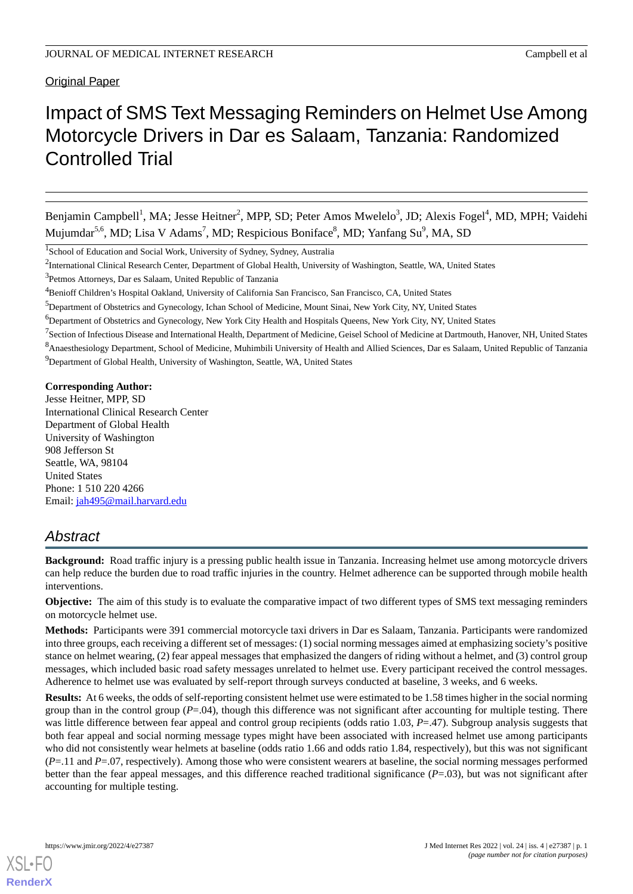Original Paper

# Impact of SMS Text Messaging Reminders on Helmet Use Among Motorcycle Drivers in Dar es Salaam, Tanzania: Randomized Controlled Trial

Benjamin Campbell[1], MA; Jesse Heitner[2], MPP, SD; Peter Amos Mwelelo[3], JD; Alexis Fogel[4], MD, MPH; Vaidehi Mujumdar[5,6], MD; Lisa V Adams[7], MD; Respicious Boniface[8], MD; Yanfang Su[9], MA, SD

[1]School of Education and Social Work, University of Sydney, Sydney, Australia

[2]International Clinical Research Center, Department of Global Health, University of Washington, Seattle, WA, United States

[3]Petmos Attorneys, Dar es Salaam, United Republic of Tanzania

[4]Benioff Children's Hospital Oakland, University of California San Francisco, San Francisco, CA, United States

[5]Department of Obstetrics and Gynecology, Ichan School of Medicine, Mount Sinai, New York City, NY, United States

[6]Department of Obstetrics and Gynecology, New York City Health and Hospitals Queens, New York City, NY, United States

[7]Section of Infectious Disease and International Health, Department of Medicine, Geisel School of Medicine at Dartmouth, Hanover, NH, United States

[8]Anaesthesiology Department, School of Medicine, Muhimbili University of Health and Allied Sciences, Dar es Salaam, United Republic of Tanzania

[9]Department of Global Health, University of Washington, Seattle, WA, United States

**Corresponding Author:**
Jesse Heitner, MPP, SD
International Clinical Research Center
Department of Global Health
University of Washington
908 Jefferson St
Seattle, WA, 98104
United States
Phone: 1 510 220 4266
Email: jah495@mail.harvard.edu

## Abstract

**Background:** Road traffic injury is a pressing public health issue in Tanzania. Increasing helmet use among motorcycle drivers can help reduce the burden due to road traffic injuries in the country. Helmet adherence can be supported through mobile health interventions.

**Objective:** The aim of this study is to evaluate the comparative impact of two different types of SMS text messaging reminders on motorcycle helmet use.

**Methods:** Participants were 391 commercial motorcycle taxi drivers in Dar es Salaam, Tanzania. Participants were randomized into three groups, each receiving a different set of messages: (1) social norming messages aimed at emphasizing society's positive stance on helmet wearing, (2) fear appeal messages that emphasized the dangers of riding without a helmet, and (3) control group messages, which included basic road safety messages unrelated to helmet use. Every participant received the control messages. Adherence to helmet use was evaluated by self-report through surveys conducted at baseline, 3 weeks, and 6 weeks.

**Results:** At 6 weeks, the odds of self-reporting consistent helmet use were estimated to be 1.58 times higher in the social norming group than in the control group (*P*=.04), though this difference was not significant after accounting for multiple testing. There was little difference between fear appeal and control group recipients (odds ratio 1.03, *P*=.47). Subgroup analysis suggests that both fear appeal and social norming message types might have been associated with increased helmet use among participants who did not consistently wear helmets at baseline (odds ratio 1.66 and odds ratio 1.84, respectively), but this was not significant (*P*=.11 and *P*=.07, respectively). Among those who were consistent wearers at baseline, the social norming messages performed better than the fear appeal messages, and this difference reached traditional significance (*P*=.03), but was not significant after accounting for multiple testing.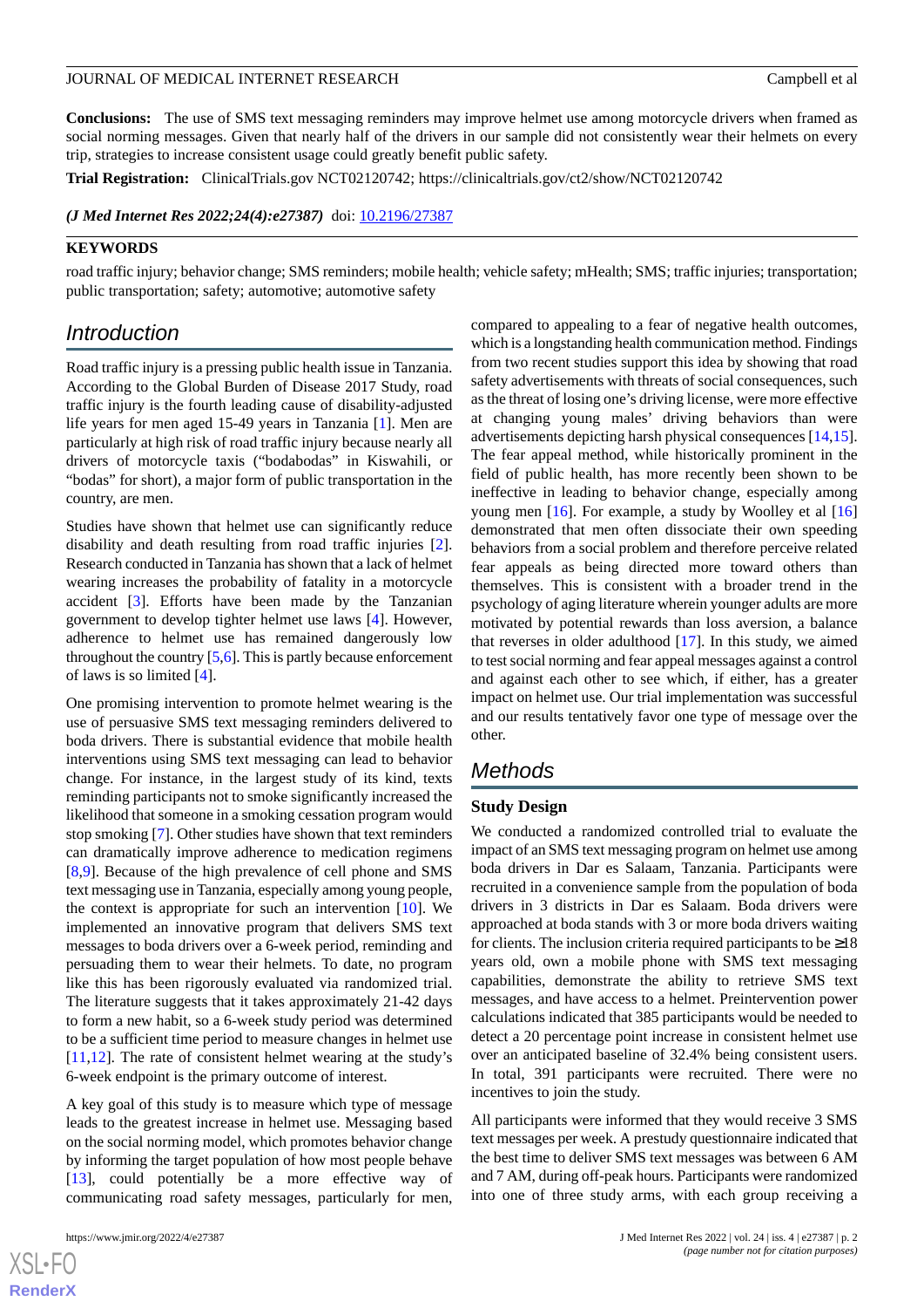**Conclusions:** The use of SMS text messaging reminders may improve helmet use among motorcycle drivers when framed as social norming messages. Given that nearly half of the drivers in our sample did not consistently wear their helmets on every trip, strategies to increase consistent usage could greatly benefit public safety.

**Trial Registration:** ClinicalTrials.gov NCT02120742; https://clinicaltrials.gov/ct2/show/NCT02120742

***(J Med Internet Res 2022;24(4):e27387)*** doi: 10.2196/27387

**KEYWORDS**

road traffic injury; behavior change; SMS reminders; mobile health; vehicle safety; mHealth; SMS; traffic injuries; transportation; public transportation; safety; automotive; automotive safety

## Introduction

Road traffic injury is a pressing public health issue in Tanzania. According to the Global Burden of Disease 2017 Study, road traffic injury is the fourth leading cause of disability-adjusted life years for men aged 15-49 years in Tanzania [1]. Men are particularly at high risk of road traffic injury because nearly all drivers of motorcycle taxis ("bodabodas" in Kiswahili, or "bodas" for short), a major form of public transportation in the country, are men.

Studies have shown that helmet use can significantly reduce disability and death resulting from road traffic injuries [2]. Research conducted in Tanzania has shown that a lack of helmet wearing increases the probability of fatality in a motorcycle accident [3]. Efforts have been made by the Tanzanian government to develop tighter helmet use laws [4]. However, adherence to helmet use has remained dangerously low throughout the country [5,6]. This is partly because enforcement of laws is so limited [4].

One promising intervention to promote helmet wearing is the use of persuasive SMS text messaging reminders delivered to boda drivers. There is substantial evidence that mobile health interventions using SMS text messaging can lead to behavior change. For instance, in the largest study of its kind, texts reminding participants not to smoke significantly increased the likelihood that someone in a smoking cessation program would stop smoking [7]. Other studies have shown that text reminders can dramatically improve adherence to medication regimens [8,9]. Because of the high prevalence of cell phone and SMS text messaging use in Tanzania, especially among young people, the context is appropriate for such an intervention [10]. We implemented an innovative program that delivers SMS text messages to boda drivers over a 6-week period, reminding and persuading them to wear their helmets. To date, no program like this has been rigorously evaluated via randomized trial. The literature suggests that it takes approximately 21-42 days to form a new habit, so a 6-week study period was determined to be a sufficient time period to measure changes in helmet use [11,12]. The rate of consistent helmet wearing at the study's 6-week endpoint is the primary outcome of interest.

A key goal of this study is to measure which type of message leads to the greatest increase in helmet use. Messaging based on the social norming model, which promotes behavior change by informing the target population of how most people behave [13], could potentially be a more effective way of communicating road safety messages, particularly for men, compared to appealing to a fear of negative health outcomes, which is a longstanding health communication method. Findings from two recent studies support this idea by showing that road safety advertisements with threats of social consequences, such as the threat of losing one's driving license, were more effective at changing young males' driving behaviors than were advertisements depicting harsh physical consequences [14,15]. The fear appeal method, while historically prominent in the field of public health, has more recently been shown to be ineffective in leading to behavior change, especially among young men [16]. For example, a study by Woolley et al [16] demonstrated that men often dissociate their own speeding behaviors from a social problem and therefore perceive related fear appeals as being directed more toward others than themselves. This is consistent with a broader trend in the psychology of aging literature wherein younger adults are more motivated by potential rewards than loss aversion, a balance that reverses in older adulthood [17]. In this study, we aimed to test social norming and fear appeal messages against a control and against each other to see which, if either, has a greater impact on helmet use. Our trial implementation was successful and our results tentatively favor one type of message over the other.

## Methods

### Study Design

We conducted a randomized controlled trial to evaluate the impact of an SMS text messaging program on helmet use among boda drivers in Dar es Salaam, Tanzania. Participants were recruited in a convenience sample from the population of boda drivers in 3 districts in Dar es Salaam. Boda drivers were approached at boda stands with 3 or more boda drivers waiting for clients. The inclusion criteria required participants to be ≥18 years old, own a mobile phone with SMS text messaging capabilities, demonstrate the ability to retrieve SMS text messages, and have access to a helmet. Preintervention power calculations indicated that 385 participants would be needed to detect a 20 percentage point increase in consistent helmet use over an anticipated baseline of 32.4% being consistent users. In total, 391 participants were recruited. There were no incentives to join the study.

All participants were informed that they would receive 3 SMS text messages per week. A prestudy questionnaire indicated that the best time to deliver SMS text messages was between 6 AM and 7 AM, during off-peak hours. Participants were randomized into one of three study arms, with each group receiving a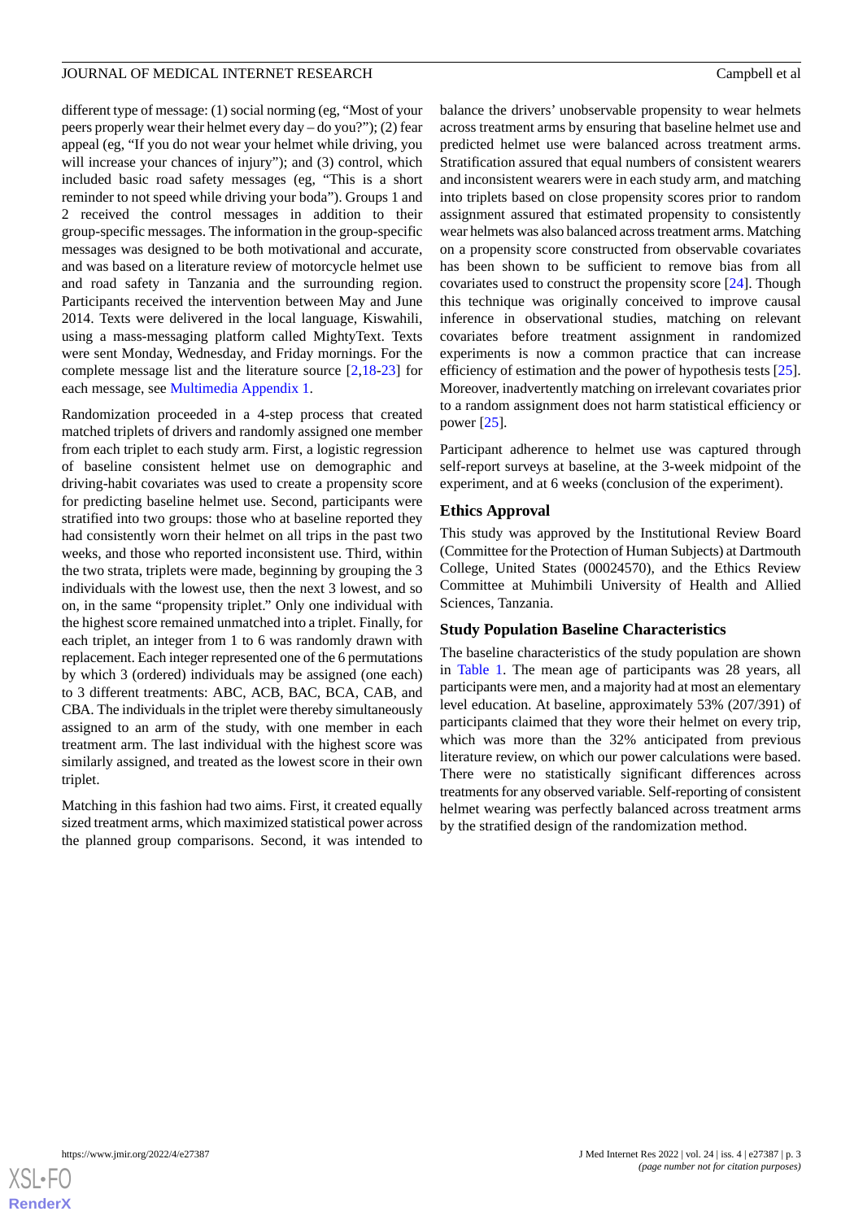different type of message: (1) social norming (eg, "Most of your peers properly wear their helmet every day – do you?"); (2) fear appeal (eg, "If you do not wear your helmet while driving, you will increase your chances of injury"); and (3) control, which included basic road safety messages (eg, "This is a short reminder to not speed while driving your boda"). Groups 1 and 2 received the control messages in addition to their group-specific messages. The information in the group-specific messages was designed to be both motivational and accurate, and was based on a literature review of motorcycle helmet use and road safety in Tanzania and the surrounding region. Participants received the intervention between May and June 2014. Texts were delivered in the local language, Kiswahili, using a mass-messaging platform called MightyText. Texts were sent Monday, Wednesday, and Friday mornings. For the complete message list and the literature source [2,18-23] for each message, see Multimedia Appendix 1.

Randomization proceeded in a 4-step process that created matched triplets of drivers and randomly assigned one member from each triplet to each study arm. First, a logistic regression of baseline consistent helmet use on demographic and driving-habit covariates was used to create a propensity score for predicting baseline helmet use. Second, participants were stratified into two groups: those who at baseline reported they had consistently worn their helmet on all trips in the past two weeks, and those who reported inconsistent use. Third, within the two strata, triplets were made, beginning by grouping the 3 individuals with the lowest use, then the next 3 lowest, and so on, in the same "propensity triplet." Only one individual with the highest score remained unmatched into a triplet. Finally, for each triplet, an integer from 1 to 6 was randomly drawn with replacement. Each integer represented one of the 6 permutations by which 3 (ordered) individuals may be assigned (one each) to 3 different treatments: ABC, ACB, BAC, BCA, CAB, and CBA. The individuals in the triplet were thereby simultaneously assigned to an arm of the study, with one member in each treatment arm. The last individual with the highest score was similarly assigned, and treated as the lowest score in their own triplet.

Matching in this fashion had two aims. First, it created equally sized treatment arms, which maximized statistical power across the planned group comparisons. Second, it was intended to balance the drivers' unobservable propensity to wear helmets across treatment arms by ensuring that baseline helmet use and predicted helmet use were balanced across treatment arms. Stratification assured that equal numbers of consistent wearers and inconsistent wearers were in each study arm, and matching into triplets based on close propensity scores prior to random assignment assured that estimated propensity to consistently wear helmets was also balanced across treatment arms. Matching on a propensity score constructed from observable covariates has been shown to be sufficient to remove bias from all covariates used to construct the propensity score [24]. Though this technique was originally conceived to improve causal inference in observational studies, matching on relevant covariates before treatment assignment in randomized experiments is now a common practice that can increase efficiency of estimation and the power of hypothesis tests [25]. Moreover, inadvertently matching on irrelevant covariates prior to a random assignment does not harm statistical efficiency or power [25].

Participant adherence to helmet use was captured through self-report surveys at baseline, at the 3-week midpoint of the experiment, and at 6 weeks (conclusion of the experiment).

### Ethics Approval

This study was approved by the Institutional Review Board (Committee for the Protection of Human Subjects) at Dartmouth College, United States (00024570), and the Ethics Review Committee at Muhimbili University of Health and Allied Sciences, Tanzania.

### Study Population Baseline Characteristics

The baseline characteristics of the study population are shown in Table 1. The mean age of participants was 28 years, all participants were men, and a majority had at most an elementary level education. At baseline, approximately 53% (207/391) of participants claimed that they wore their helmet on every trip, which was more than the 32% anticipated from previous literature review, on which our power calculations were based. There were no statistically significant differences across treatments for any observed variable. Self-reporting of consistent helmet wearing was perfectly balanced across treatment arms by the stratified design of the randomization method.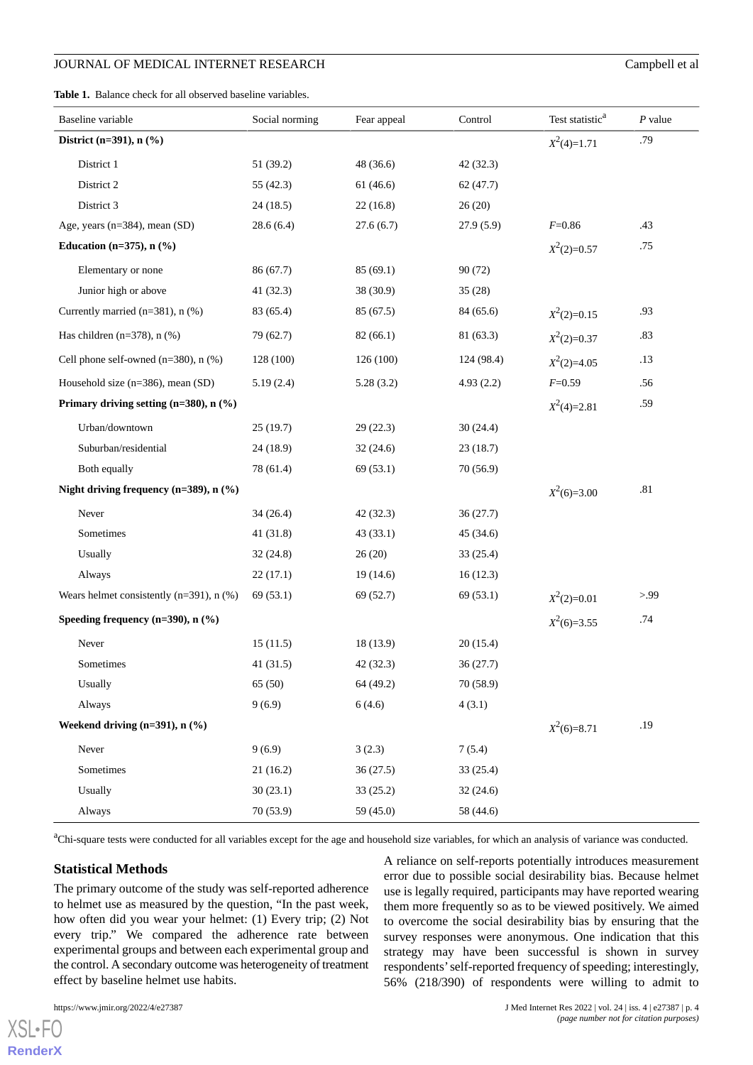**Table 1.** Balance check for all observed baseline variables.

| Baseline variable | Social norming | Fear appeal | Control | Test statistic[a] | *P* value |
|---|---|---|---|---|---|
| **District (n=391), n (%)** | | | | $X^2(4)$=1.71 | .79 |
| District 1 | 51 (39.2) | 48 (36.6) | 42 (32.3) | | |
| District 2 | 55 (42.3) | 61 (46.6) | 62 (47.7) | | |
| District 3 | 24 (18.5) | 22 (16.8) | 26 (20) | | |
| Age, years (n=384), mean (SD) | 28.6 (6.4) | 27.6 (6.7) | 27.9 (5.9) | *F*=0.86 | .43 |
| **Education (n=375), n (%)** | | | | $X^2(2)$=0.57 | .75 |
| Elementary or none | 86 (67.7) | 85 (69.1) | 90 (72) | | |
| Junior high or above | 41 (32.3) | 38 (30.9) | 35 (28) | | |
| Currently married (n=381), n (%) | 83 (65.4) | 85 (67.5) | 84 (65.6) | $X^2(2)$=0.15 | .93 |
| Has children (n=378), n (%) | 79 (62.7) | 82 (66.1) | 81 (63.3) | $X^2(2)$=0.37 | .83 |
| Cell phone self-owned (n=380), n (%) | 128 (100) | 126 (100) | 124 (98.4) | $X^2(2)$=4.05 | .13 |
| Household size (n=386), mean (SD) | 5.19 (2.4) | 5.28 (3.2) | 4.93 (2.2) | *F*=0.59 | .56 |
| **Primary driving setting (n=380), n (%)** | | | | $X^2(4)$=2.81 | .59 |
| Urban/downtown | 25 (19.7) | 29 (22.3) | 30 (24.4) | | |
| Suburban/residential | 24 (18.9) | 32 (24.6) | 23 (18.7) | | |
| Both equally | 78 (61.4) | 69 (53.1) | 70 (56.9) | | |
| **Night driving frequency (n=389), n (%)** | | | | $X^2(6)$=3.00 | .81 |
| Never | 34 (26.4) | 42 (32.3) | 36 (27.7) | | |
| Sometimes | 41 (31.8) | 43 (33.1) | 45 (34.6) | | |
| Usually | 32 (24.8) | 26 (20) | 33 (25.4) | | |
| Always | 22 (17.1) | 19 (14.6) | 16 (12.3) | | |
| Wears helmet consistently (n=391), n (%) | 69 (53.1) | 69 (52.7) | 69 (53.1) | $X^2(2)$=0.01 | >.99 |
| **Speeding frequency (n=390), n (%)** | | | | $X^2(6)$=3.55 | .74 |
| Never | 15 (11.5) | 18 (13.9) | 20 (15.4) | | |
| Sometimes | 41 (31.5) | 42 (32.3) | 36 (27.7) | | |
| Usually | 65 (50) | 64 (49.2) | 70 (58.9) | | |
| Always | 9 (6.9) | 6 (4.6) | 4 (3.1) | | |
| **Weekend driving (n=391), n (%)** | | | | $X^2(6)$=8.71 | .19 |
| Never | 9 (6.9) | 3 (2.3) | 7 (5.4) | | |
| Sometimes | 21 (16.2) | 36 (27.5) | 33 (25.4) | | |
| Usually | 30 (23.1) | 33 (25.2) | 32 (24.6) | | |
| Always | 70 (53.9) | 59 (45.0) | 58 (44.6) | | |

[a]Chi-square tests were conducted for all variables except for the age and household size variables, for which an analysis of variance was conducted.

## Statistical Methods

The primary outcome of the study was self-reported adherence to helmet use as measured by the question, "In the past week, how often did you wear your helmet: (1) Every trip; (2) Not every trip." We compared the adherence rate between experimental groups and between each experimental group and the control. A secondary outcome was heterogeneity of treatment effect by baseline helmet use habits.

A reliance on self-reports potentially introduces measurement error due to possible social desirability bias. Because helmet use is legally required, participants may have reported wearing them more frequently so as to be viewed positively. We aimed to overcome the social desirability bias by ensuring that the survey responses were anonymous. One indication that this strategy may have been successful is shown in survey respondents' self-reported frequency of speeding; interestingly, 56% (218/390) of respondents were willing to admit to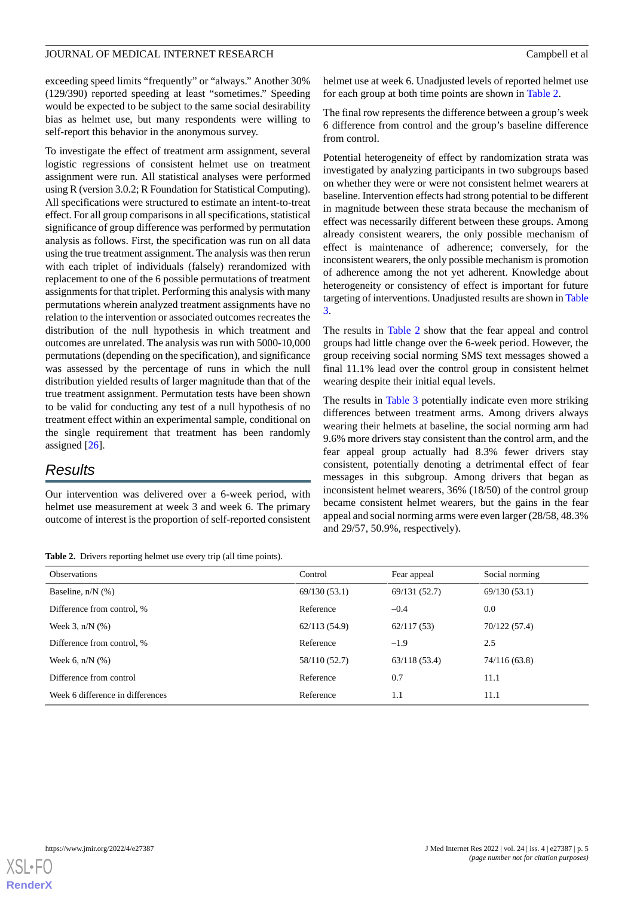exceeding speed limits "frequently" or "always." Another 30% (129/390) reported speeding at least "sometimes." Speeding would be expected to be subject to the same social desirability bias as helmet use, but many respondents were willing to self-report this behavior in the anonymous survey.

To investigate the effect of treatment arm assignment, several logistic regressions of consistent helmet use on treatment assignment were run. All statistical analyses were performed using R (version 3.0.2; R Foundation for Statistical Computing). All specifications were structured to estimate an intent-to-treat effect. For all group comparisons in all specifications, statistical significance of group difference was performed by permutation analysis as follows. First, the specification was run on all data using the true treatment assignment. The analysis was then rerun with each triplet of individuals (falsely) rerandomized with replacement to one of the 6 possible permutations of treatment assignments for that triplet. Performing this analysis with many permutations wherein analyzed treatment assignments have no relation to the intervention or associated outcomes recreates the distribution of the null hypothesis in which treatment and outcomes are unrelated. The analysis was run with 5000-10,000 permutations (depending on the specification), and significance was assessed by the percentage of runs in which the null distribution yielded results of larger magnitude than that of the true treatment assignment. Permutation tests have been shown to be valid for conducting any test of a null hypothesis of no treatment effect within an experimental sample, conditional on the single requirement that treatment has been randomly assigned [26].

## Results

Our intervention was delivered over a 6-week period, with helmet use measurement at week 3 and week 6. The primary outcome of interest is the proportion of self-reported consistent helmet use at week 6. Unadjusted levels of reported helmet use for each group at both time points are shown in Table 2.

The final row represents the difference between a group's week 6 difference from control and the group's baseline difference from control.

Potential heterogeneity of effect by randomization strata was investigated by analyzing participants in two subgroups based on whether they were or were not consistent helmet wearers at baseline. Intervention effects had strong potential to be different in magnitude between these strata because the mechanism of effect was necessarily different between these groups. Among already consistent wearers, the only possible mechanism of effect is maintenance of adherence; conversely, for the inconsistent wearers, the only possible mechanism is promotion of adherence among the not yet adherent. Knowledge about heterogeneity or consistency of effect is important for future targeting of interventions. Unadjusted results are shown in Table 3.

The results in Table 2 show that the fear appeal and control groups had little change over the 6-week period. However, the group receiving social norming SMS text messages showed a final 11.1% lead over the control group in consistent helmet wearing despite their initial equal levels.

The results in Table 3 potentially indicate even more striking differences between treatment arms. Among drivers always wearing their helmets at baseline, the social norming arm had 9.6% more drivers stay consistent than the control arm, and the fear appeal group actually had 8.3% fewer drivers stay consistent, potentially denoting a detrimental effect of fear messages in this subgroup. Among drivers that began as inconsistent helmet wearers, 36% (18/50) of the control group became consistent helmet wearers, but the gains in the fear appeal and social norming arms were even larger (28/58, 48.3% and 29/57, 50.9%, respectively).

**Table 2.** Drivers reporting helmet use every trip (all time points).

| Observations | Control | Fear appeal | Social norming |
|---|---|---|---|
| Baseline, n/N (%) | 69/130 (53.1) | 69/131 (52.7) | 69/130 (53.1) |
| Difference from control, % | Reference | –0.4 | 0.0 |
| Week 3, n/N (%) | 62/113 (54.9) | 62/117 (53) | 70/122 (57.4) |
| Difference from control, % | Reference | –1.9 | 2.5 |
| Week 6, n/N (%) | 58/110 (52.7) | 63/118 (53.4) | 74/116 (63.8) |
| Difference from control | Reference | 0.7 | 11.1 |
| Week 6 difference in differences | Reference | 1.1 | 11.1 |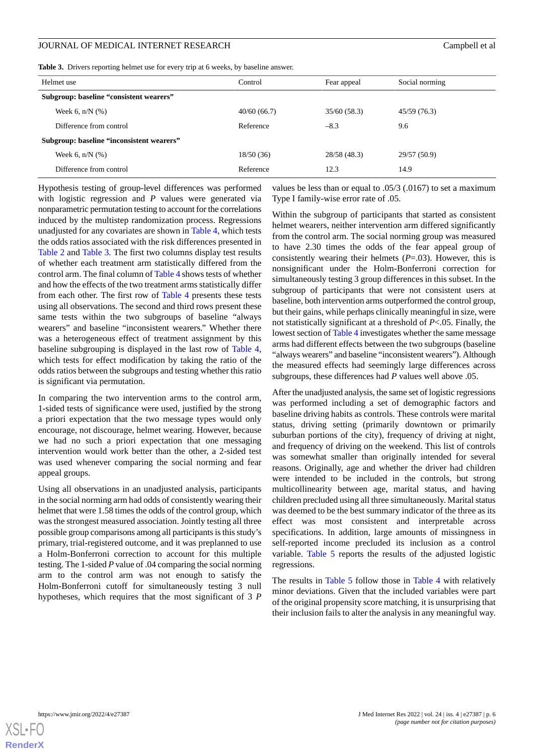**Table 3.** Drivers reporting helmet use for every trip at 6 weeks, by baseline answer.

| Helmet use | Control | Fear appeal | Social norming |
|---|---|---|---|
| **Subgroup: baseline "consistent wearers"** | | | |
| Week 6, n/N (%) | 40/60 (66.7) | 35/60 (58.3) | 45/59 (76.3) |
| Difference from control | Reference | –8.3 | 9.6 |
| **Subgroup: baseline "inconsistent wearers"** | | | |
| Week 6, n/N (%) | 18/50 (36) | 28/58 (48.3) | 29/57 (50.9) |
| Difference from control | Reference | 12.3 | 14.9 |

Hypothesis testing of group-level differences was performed with logistic regression and *P* values were generated via nonparametric permutation testing to account for the correlations induced by the multistep randomization process. Regressions unadjusted for any covariates are shown in Table 4, which tests the odds ratios associated with the risk differences presented in Table 2 and Table 3. The first two columns display test results of whether each treatment arm statistically differed from the control arm. The final column of Table 4 shows tests of whether and how the effects of the two treatment arms statistically differ from each other. The first row of Table 4 presents these tests using all observations. The second and third rows present these same tests within the two subgroups of baseline "always wearers" and baseline "inconsistent wearers." Whether there was a heterogeneous effect of treatment assignment by this baseline subgrouping is displayed in the last row of Table 4, which tests for effect modification by taking the ratio of the odds ratios between the subgroups and testing whether this ratio is significant via permutation.

In comparing the two intervention arms to the control arm, 1-sided tests of significance were used, justified by the strong a priori expectation that the two message types would only encourage, not discourage, helmet wearing. However, because we had no such a priori expectation that one messaging intervention would work better than the other, a 2-sided test was used whenever comparing the social norming and fear appeal groups.

Using all observations in an unadjusted analysis, participants in the social norming arm had odds of consistently wearing their helmet that were 1.58 times the odds of the control group, which was the strongest measured association. Jointly testing all three possible group comparisons among all participants is this study's primary, trial-registered outcome, and it was preplanned to use a Holm-Bonferroni correction to account for this multiple testing. The 1-sided *P* value of .04 comparing the social norming arm to the control arm was not enough to satisfy the Holm-Bonferroni cutoff for simultaneously testing 3 null hypotheses, which requires that the most significant of 3 *P* values be less than or equal to .05/3 (.0167) to set a maximum Type I family-wise error rate of .05.

Within the subgroup of participants that started as consistent helmet wearers, neither intervention arm differed significantly from the control arm. The social norming group was measured to have 2.30 times the odds of the fear appeal group of consistently wearing their helmets (*P*=.03). However, this is nonsignificant under the Holm-Bonferroni correction for simultaneously testing 3 group differences in this subset. In the subgroup of participants that were not consistent users at baseline, both intervention arms outperformed the control group, but their gains, while perhaps clinically meaningful in size, were not statistically significant at a threshold of $P<.05$. Finally, the lowest section of Table 4 investigates whether the same message arms had different effects between the two subgroups (baseline "always wearers" and baseline "inconsistent wearers"). Although the measured effects had seemingly large differences across subgroups, these differences had *P* values well above .05.

After the unadjusted analysis, the same set of logistic regressions was performed including a set of demographic factors and baseline driving habits as controls. These controls were marital status, driving setting (primarily downtown or primarily suburban portions of the city), frequency of driving at night, and frequency of driving on the weekend. This list of controls was somewhat smaller than originally intended for several reasons. Originally, age and whether the driver had children were intended to be included in the controls, but strong multicollinearity between age, marital status, and having children precluded using all three simultaneously. Marital status was deemed to be the best summary indicator of the three as its effect was most consistent and interpretable across specifications. In addition, large amounts of missingness in self-reported income precluded its inclusion as a control variable. Table 5 reports the results of the adjusted logistic regressions.

The results in Table 5 follow those in Table 4 with relatively minor deviations. Given that the included variables were part of the original propensity score matching, it is unsurprising that their inclusion fails to alter the analysis in any meaningful way.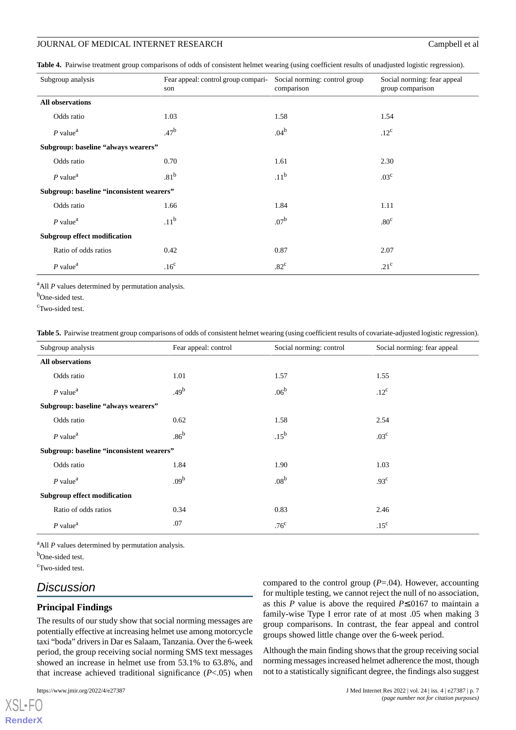**Table 4.** Pairwise treatment group comparisons of odds of consistent helmet wearing (using coefficient results of unadjusted logistic regression).

| Subgroup analysis | Fear appeal: control group comparison | Social norming: control group comparison | Social norming: fear appeal group comparison |
|---|---|---|---|
| **All observations** | | | |
| Odds ratio | 1.03 | 1.58 | 1.54 |
| *P* value[a] | .47[b] | .04[b] | .12[c] |
| **Subgroup: baseline "always wearers"** | | | |
| Odds ratio | 0.70 | 1.61 | 2.30 |
| *P* value[a] | .81[b] | .11[b] | .03[c] |
| **Subgroup: baseline "inconsistent wearers"** | | | |
| Odds ratio | 1.66 | 1.84 | 1.11 |
| *P* value[a] | .11[b] | .07[b] | .80[c] |
| **Subgroup effect modification** | | | |
| Ratio of odds ratios | 0.42 | 0.87 | 2.07 |
| *P* value[a] | .16[c] | .82[c] | .21[c] |

[a]All *P* values determined by permutation analysis.

[b]One-sided test.

[c]Two-sided test.

**Table 5.** Pairwise treatment group comparisons of odds of consistent helmet wearing (using coefficient results of covariate-adjusted logistic regression).

| Subgroup analysis | Fear appeal: control | Social norming: control | Social norming: fear appeal |
|---|---|---|---|
| **All observations** | | | |
| Odds ratio | 1.01 | 1.57 | 1.55 |
| *P* value[a] | .49[b] | .06[b] | .12[c] |
| **Subgroup: baseline "always wearers"** | | | |
| Odds ratio | 0.62 | 1.58 | 2.54 |
| *P* value[a] | .86[b] | .15[b] | .03[c] |
| **Subgroup: baseline "inconsistent wearers"** | | | |
| Odds ratio | 1.84 | 1.90 | 1.03 |
| *P* value[a] | .09[b] | .08[b] | .93[c] |
| **Subgroup effect modification** | | | |
| Ratio of odds ratios | 0.34 | 0.83 | 2.46 |
| *P* value[a] | .07 | .76[c] | .15[c] |

[a]All *P* values determined by permutation analysis.

[b]One-sided test.

[c]Two-sided test.

## Discussion

### Principal Findings

The results of our study show that social norming messages are potentially effective at increasing helmet use among motorcycle taxi "boda" drivers in Dar es Salaam, Tanzania. Over the 6-week period, the group receiving social norming SMS text messages showed an increase in helmet use from 53.1% to 63.8%, and that increase achieved traditional significance ($P<.05$) when compared to the control group ($P=.04$). However, accounting for multiple testing, we cannot reject the null of no association, as this *P* value is above the required $P\leq.0167$ to maintain a family-wise Type I error rate of at most .05 when making 3 group comparisons. In contrast, the fear appeal and control groups showed little change over the 6-week period.

Although the main finding shows that the group receiving social norming messages increased helmet adherence the most, though not to a statistically significant degree, the findings also suggest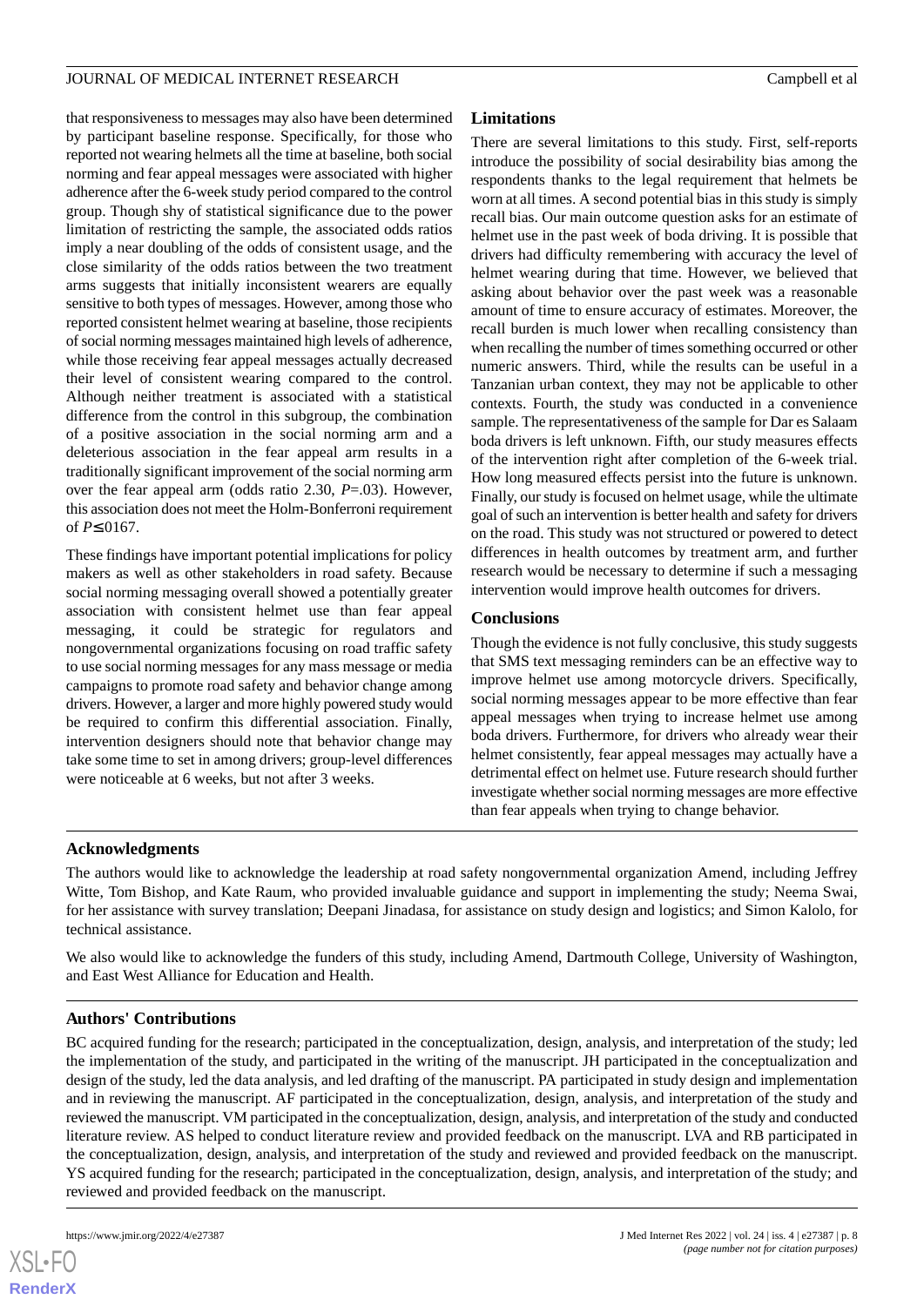that responsiveness to messages may also have been determined by participant baseline response. Specifically, for those who reported not wearing helmets all the time at baseline, both social norming and fear appeal messages were associated with higher adherence after the 6-week study period compared to the control group. Though shy of statistical significance due to the power limitation of restricting the sample, the associated odds ratios imply a near doubling of the odds of consistent usage, and the close similarity of the odds ratios between the two treatment arms suggests that initially inconsistent wearers are equally sensitive to both types of messages. However, among those who reported consistent helmet wearing at baseline, those recipients of social norming messages maintained high levels of adherence, while those receiving fear appeal messages actually decreased their level of consistent wearing compared to the control. Although neither treatment is associated with a statistical difference from the control in this subgroup, the combination of a positive association in the social norming arm and a deleterious association in the fear appeal arm results in a traditionally significant improvement of the social norming arm over the fear appeal arm (odds ratio 2.30, $P$=.03). However, this association does not meet the Holm-Bonferroni requirement of $P≤.0167$.

These findings have important potential implications for policy makers as well as other stakeholders in road safety. Because social norming messaging overall showed a potentially greater association with consistent helmet use than fear appeal messaging, it could be strategic for regulators and nongovernmental organizations focusing on road traffic safety to use social norming messages for any mass message or media campaigns to promote road safety and behavior change among drivers. However, a larger and more highly powered study would be required to confirm this differential association. Finally, intervention designers should note that behavior change may take some time to set in among drivers; group-level differences were noticeable at 6 weeks, but not after 3 weeks.

## Limitations

There are several limitations to this study. First, self-reports introduce the possibility of social desirability bias among the respondents thanks to the legal requirement that helmets be worn at all times. A second potential bias in this study is simply recall bias. Our main outcome question asks for an estimate of helmet use in the past week of boda driving. It is possible that drivers had difficulty remembering with accuracy the level of helmet wearing during that time. However, we believed that asking about behavior over the past week was a reasonable amount of time to ensure accuracy of estimates. Moreover, the recall burden is much lower when recalling consistency than when recalling the number of times something occurred or other numeric answers. Third, while the results can be useful in a Tanzanian urban context, they may not be applicable to other contexts. Fourth, the study was conducted in a convenience sample. The representativeness of the sample for Dar es Salaam boda drivers is left unknown. Fifth, our study measures effects of the intervention right after completion of the 6-week trial. How long measured effects persist into the future is unknown. Finally, our study is focused on helmet usage, while the ultimate goal of such an intervention is better health and safety for drivers on the road. This study was not structured or powered to detect differences in health outcomes by treatment arm, and further research would be necessary to determine if such a messaging intervention would improve health outcomes for drivers.

## Conclusions

Though the evidence is not fully conclusive, this study suggests that SMS text messaging reminders can be an effective way to improve helmet use among motorcycle drivers. Specifically, social norming messages appear to be more effective than fear appeal messages when trying to increase helmet use among boda drivers. Furthermore, for drivers who already wear their helmet consistently, fear appeal messages may actually have a detrimental effect on helmet use. Future research should further investigate whether social norming messages are more effective than fear appeals when trying to change behavior.

## Acknowledgments

The authors would like to acknowledge the leadership at road safety nongovernmental organization Amend, including Jeffrey Witte, Tom Bishop, and Kate Raum, who provided invaluable guidance and support in implementing the study; Neema Swai, for her assistance with survey translation; Deepani Jinadasa, for assistance on study design and logistics; and Simon Kalolo, for technical assistance.

We also would like to acknowledge the funders of this study, including Amend, Dartmouth College, University of Washington, and East West Alliance for Education and Health.

## Authors' Contributions

BC acquired funding for the research; participated in the conceptualization, design, analysis, and interpretation of the study; led the implementation of the study, and participated in the writing of the manuscript. JH participated in the conceptualization and design of the study, led the data analysis, and led drafting of the manuscript. PA participated in study design and implementation and in reviewing the manuscript. AF participated in the conceptualization, design, analysis, and interpretation of the study and reviewed the manuscript. VM participated in the conceptualization, design, analysis, and interpretation of the study and conducted literature review. AS helped to conduct literature review and provided feedback on the manuscript. LVA and RB participated in the conceptualization, design, analysis, and interpretation of the study and reviewed and provided feedback on the manuscript. YS acquired funding for the research; participated in the conceptualization, design, analysis, and interpretation of the study; and reviewed and provided feedback on the manuscript.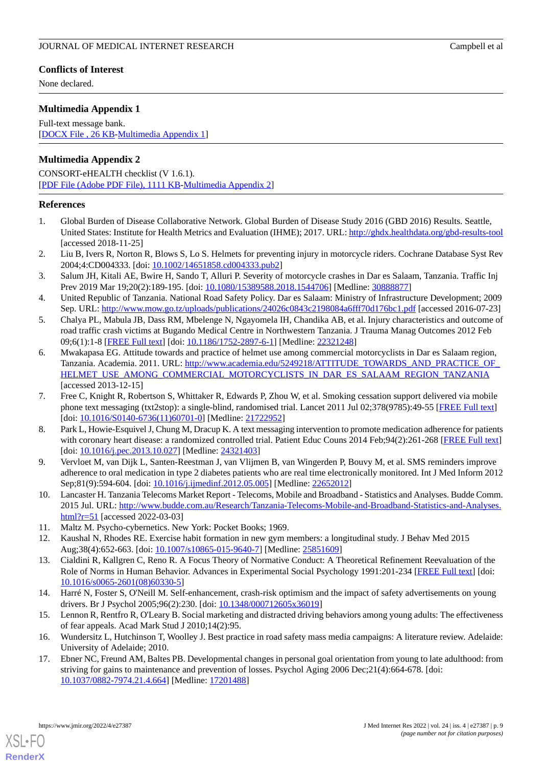## Conflicts of Interest

None declared.

## Multimedia Appendix 1

Full-text message bank.
[DOCX File , 26 KB-Multimedia Appendix 1]

## Multimedia Appendix 2

CONSORT-eHEALTH checklist (V 1.6.1).
[PDF File (Adobe PDF File), 1111 KB-Multimedia Appendix 2]

## References

1. Global Burden of Disease Collaborative Network. Global Burden of Disease Study 2016 (GBD 2016) Results. Seattle, United States: Institute for Health Metrics and Evaluation (IHME); 2017. URL: http://ghdx.healthdata.org/gbd-results-tool [accessed 2018-11-25]
2. Liu B, Ivers R, Norton R, Blows S, Lo S. Helmets for preventing injury in motorcycle riders. Cochrane Database Syst Rev 2004;4:CD004333. [doi: 10.1002/14651858.cd004333.pub2]
3. Salum JH, Kitali AE, Bwire H, Sando T, Alluri P. Severity of motorcycle crashes in Dar es Salaam, Tanzania. Traffic Inj Prev 2019 Mar 19;20(2):189-195. [doi: 10.1080/15389588.2018.1544706] [Medline: 30888877]
4. United Republic of Tanzania. National Road Safety Policy. Dar es Salaam: Ministry of Infrastructure Development; 2009 Sep. URL: http://www.mow.go.tz/uploads/publications/24026c0843c2198084a6fff70d176bc1.pdf [accessed 2016-07-23]
5. Chalya PL, Mabula JB, Dass RM, Mbelenge N, Ngayomela IH, Chandika AB, et al. Injury characteristics and outcome of road traffic crash victims at Bugando Medical Centre in Northwestern Tanzania. J Trauma Manag Outcomes 2012 Feb 09;6(1):1-8 [FREE Full text] [doi: 10.1186/1752-2897-6-1] [Medline: 22321248]
6. Mwakapasa EG. Attitude towards and practice of helmet use among commercial motorcyclists in Dar es Salaam region, Tanzania. Academia. 2011. URL: http://www.academia.edu/5249218/ATTITUDE_TOWARDS_AND_PRACTICE_OF_HELMET_USE_AMONG_COMMERCIAL_MOTORCYCLISTS_IN_DAR_ES_SALAAM_REGION_TANZANIA [accessed 2013-12-15]
7. Free C, Knight R, Robertson S, Whittaker R, Edwards P, Zhou W, et al. Smoking cessation support delivered via mobile phone text messaging (txt2stop): a single-blind, randomised trial. Lancet 2011 Jul 02;378(9785):49-55 [FREE Full text] [doi: 10.1016/S0140-6736(11)60701-0] [Medline: 21722952]
8. Park LG, Howie-Esquivel J, Chung M, Dracup K. A text messaging intervention to promote medication adherence for patients with coronary heart disease: a randomized controlled trial. Patient Educ Couns 2014 Feb;94(2):261-268 [FREE Full text] [doi: 10.1016/j.pec.2013.10.027] [Medline: 24321403]
9. Vervloet M, van Dijk L, Santen-Reestman J, van Vlijmen B, van Wingerden P, Bouvy M, et al. SMS reminders improve adherence to oral medication in type 2 diabetes patients who are real time electronically monitored. Int J Med Inform 2012 Sep;81(9):594-604. [doi: 10.1016/j.ijmedinf.2012.05.005] [Medline: 22652012]
10. Lancaster H. Tanzania Telecoms Market Report - Telecoms, Mobile and Broadband - Statistics and Analyses. Budde Comm. 2015 Jul. URL: http://www.budde.com.au/Research/Tanzania-Telecoms-Mobile-and-Broadband-Statistics-and-Analyses.html?r=51 [accessed 2022-03-03]
11. Maltz M. Psycho-cybernetics. New York: Pocket Books; 1969.
12. Kaushal N, Rhodes RE. Exercise habit formation in new gym members: a longitudinal study. J Behav Med 2015 Aug;38(4):652-663. [doi: 10.1007/s10865-015-9640-7] [Medline: 25851609]
13. Cialdini R, Kallgren C, Reno R. A Focus Theory of Normative Conduct: A Theoretical Refinement Reevaluation of the Role of Norms in Human Behavior. Advances in Experimental Social Psychology 1991:201-234 [FREE Full text] [doi: 10.1016/s0065-2601(08)60330-5]
14. Harré N, Foster S, O'Neill M. Self-enhancement, crash-risk optimism and the impact of safety advertisements on young drivers. Br J Psychol 2005;96(2):230. [doi: 10.1348/000712605x36019]
15. Lennon R, Rentfro R, O'Leary B. Social marketing and distracted driving behaviors among young adults: The effectiveness of fear appeals. Acad Mark Stud J 2010;14(2):95.
16. Wundersitz L, Hutchinson T, Woolley J. Best practice in road safety mass media campaigns: A literature review. Adelaide: University of Adelaide; 2010.
17. Ebner NC, Freund AM, Baltes PB. Developmental changes in personal goal orientation from young to late adulthood: from striving for gains to maintenance and prevention of losses. Psychol Aging 2006 Dec;21(4):664-678. [doi: 10.1037/0882-7974.21.4.664] [Medline: 17201488]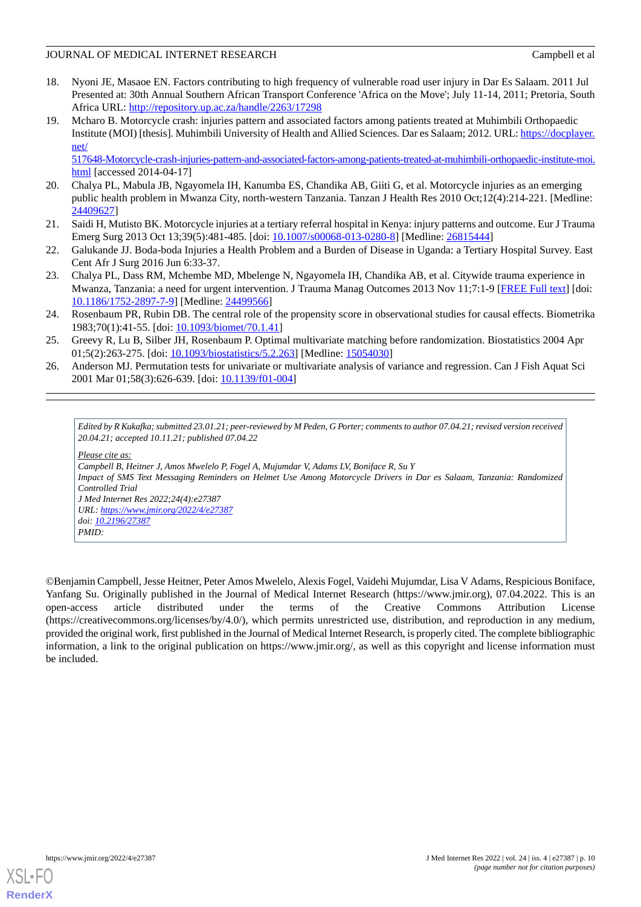18. Nyoni JE, Masaoe EN. Factors contributing to high frequency of vulnerable road user injury in Dar Es Salaam. 2011 Jul Presented at: 30th Annual Southern African Transport Conference 'Africa on the Move'; July 11-14, 2011; Pretoria, South Africa URL: http://repository.up.ac.za/handle/2263/17298
19. Mcharo B. Motorcycle crash: injuries pattern and associated factors among patients treated at Muhimbili Orthopaedic Institute (MOI) [thesis]. Muhimbili University of Health and Allied Sciences. Dar es Salaam; 2012. URL: https://docplayer.net/517648-Motorcycle-crash-injuries-pattern-and-associated-factors-among-patients-treated-at-muhimbili-orthopaedic-institute-moi.html [accessed 2014-04-17]
20. Chalya PL, Mabula JB, Ngayomela IH, Kanumba ES, Chandika AB, Giiti G, et al. Motorcycle injuries as an emerging public health problem in Mwanza City, north-western Tanzania. Tanzan J Health Res 2010 Oct;12(4):214-221. [Medline: 24409627]
21. Saidi H, Mutisto BK. Motorcycle injuries at a tertiary referral hospital in Kenya: injury patterns and outcome. Eur J Trauma Emerg Surg 2013 Oct 13;39(5):481-485. [doi: 10.1007/s00068-013-0280-8] [Medline: 26815444]
22. Galukande JJ. Boda-boda Injuries a Health Problem and a Burden of Disease in Uganda: a Tertiary Hospital Survey. East Cent Afr J Surg 2016 Jun 6:33-37.
23. Chalya PL, Dass RM, Mchembe MD, Mbelenge N, Ngayomela IH, Chandika AB, et al. Citywide trauma experience in Mwanza, Tanzania: a need for urgent intervention. J Trauma Manag Outcomes 2013 Nov 11;7:1-9 [FREE Full text] [doi: 10.1186/1752-2897-7-9] [Medline: 24499566]
24. Rosenbaum PR, Rubin DB. The central role of the propensity score in observational studies for causal effects. Biometrika 1983;70(1):41-55. [doi: 10.1093/biomet/70.1.41]
25. Greevy R, Lu B, Silber JH, Rosenbaum P. Optimal multivariate matching before randomization. Biostatistics 2004 Apr 01;5(2):263-275. [doi: 10.1093/biostatistics/5.2.263] [Medline: 15054030]
26. Anderson MJ. Permutation tests for univariate or multivariate analysis of variance and regression. Can J Fish Aquat Sci 2001 Mar 01;58(3):626-639. [doi: 10.1139/f01-004]

---

*Edited by R Kukafka; submitted 23.01.21; peer-reviewed by M Peden, G Porter; comments to author 07.04.21; revised version received 20.04.21; accepted 10.11.21; published 07.04.22*

*Please cite as:*
*Campbell B, Heitner J, Amos Mwelelo P, Fogel A, Mujumdar V, Adams LV, Boniface R, Su Y*
*Impact of SMS Text Messaging Reminders on Helmet Use Among Motorcycle Drivers in Dar es Salaam, Tanzania: Randomized Controlled Trial*
*J Med Internet Res 2022;24(4):e27387*
*URL: https://www.jmir.org/2022/4/e27387*
*doi: 10.2196/27387*
*PMID:*

©Benjamin Campbell, Jesse Heitner, Peter Amos Mwelelo, Alexis Fogel, Vaidehi Mujumdar, Lisa V Adams, Respicious Boniface, Yanfang Su. Originally published in the Journal of Medical Internet Research (https://www.jmir.org), 07.04.2022. This is an open-access article distributed under the terms of the Creative Commons Attribution License (https://creativecommons.org/licenses/by/4.0/), which permits unrestricted use, distribution, and reproduction in any medium, provided the original work, first published in the Journal of Medical Internet Research, is properly cited. The complete bibliographic information, a link to the original publication on https://www.jmir.org/, as well as this copyright and license information must be included.